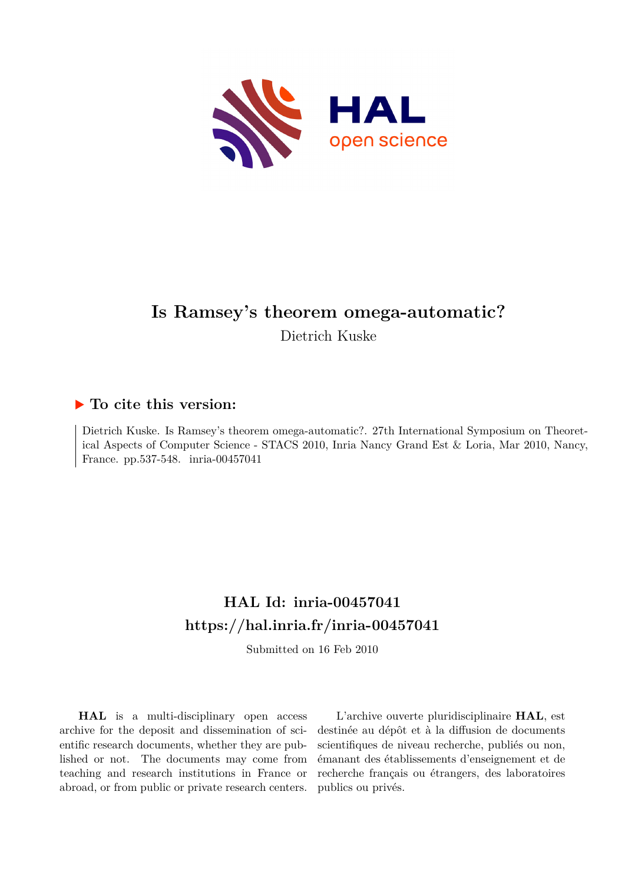# Is Ramsey's theorem omega-automatic?

Dietrich Kuske

## ▶ To cite this version:

Dietrich Kuske. Is Ramsey's theorem omega-automatic?. 27th International Symposium on Theoretical Aspects of Computer Science - STACS 2010, Inria Nancy Grand Est & Loria, Mar 2010, Nancy, France. pp.537-548. inria-00457041

## HAL Id: inria-00457041
## https://hal.inria.fr/inria-00457041

Submitted on 16 Feb 2010

**HAL** is a multi-disciplinary open access archive for the deposit and dissemination of scientific research documents, whether they are published or not. The documents may come from teaching and research institutions in France or abroad, or from public or private research centers.

L'archive ouverte pluridisciplinaire **HAL**, est destinée au dépôt et à la diffusion de documents scientifiques de niveau recherche, publiés ou non, émanant des établissements d'enseignement et de recherche français ou étrangers, des laboratoires publics ou privés.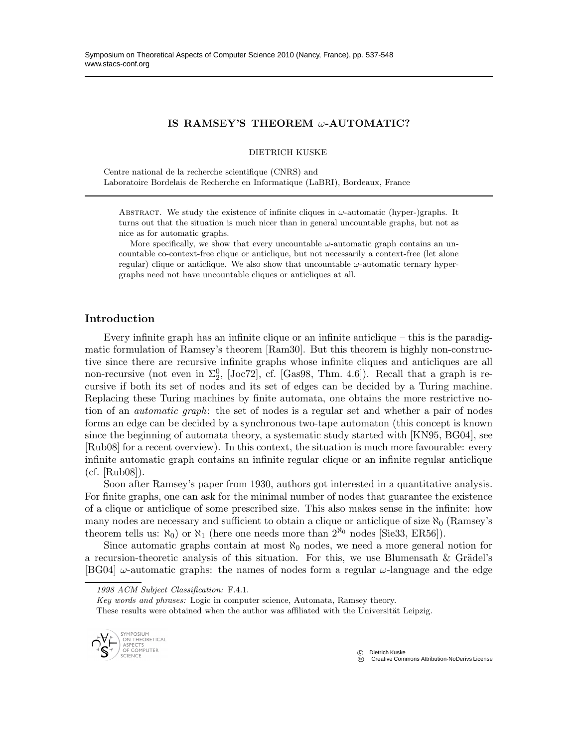# IS RAMSEY'S THEOREM $\omega$-AUTOMATIC?

DIETRICH KUSKE

Centre national de la recherche scientifique (CNRS) and
Laboratoire Bordelais de Recherche en Informatique (LaBRI), Bordeaux, France

Abstract. We study the existence of infinite cliques in $\omega$-automatic (hyper-)graphs. It turns out that the situation is much nicer than in general uncountable graphs, but not as nice as for automatic graphs.

More specifically, we show that every uncountable $\omega$-automatic graph contains an uncountable co-context-free clique or anticlique, but not necessarily a context-free (let alone regular) clique or anticlique. We also show that uncountable $\omega$-automatic ternary hypergraphs need not have uncountable cliques or anticliques at all.

## Introduction

Every infinite graph has an infinite clique or an infinite anticlique – this is the paradigmatic formulation of Ramsey's theorem [Ram30]. But this theorem is highly non-constructive since there are recursive infinite graphs whose infinite cliques and anticliques are all non-recursive (not even in $\Sigma_2^0$, [Joc72], cf. [Gas98, Thm. 4.6]). Recall that a graph is recursive if both its set of nodes and its set of edges can be decided by a Turing machine. Replacing these Turing machines by finite automata, one obtains the more restrictive notion of an *automatic graph*: the set of nodes is a regular set and whether a pair of nodes forms an edge can be decided by a synchronous two-tape automaton (this concept is known since the beginning of automata theory, a systematic study started with [KN95, BG04], see [Rub08] for a recent overview). In this context, the situation is much more favourable: every infinite automatic graph contains an infinite regular clique or an infinite regular anticlique (cf. [Rub08]).

Soon after Ramsey's paper from 1930, authors got interested in a quantitative analysis. For finite graphs, one can ask for the minimal number of nodes that guarantee the existence of a clique or anticlique of some prescribed size. This also makes sense in the infinite: how many nodes are necessary and sufficient to obtain a clique or anticlique of size $\aleph_0$ (Ramsey's theorem tells us: $\aleph_0$) or $\aleph_1$ (here one needs more than $2^{\aleph_0}$ nodes [Sie33, ER56]).

Since automatic graphs contain at most $\aleph_0$ nodes, we need a more general notion for a recursion-theoretic analysis of this situation. For this, we use Blumensath & Grädel's [BG04] $\omega$-automatic graphs: the names of nodes form a regular $\omega$-language and the edge

*1998 ACM Subject Classification:* F.4.1.

*Key words and phrases:* Logic in computer science, Automata, Ramsey theory.

These results were obtained when the author was affiliated with the Universität Leipzig.

© Dietrich Kuske
Creative Commons Attribution-NoDerivs License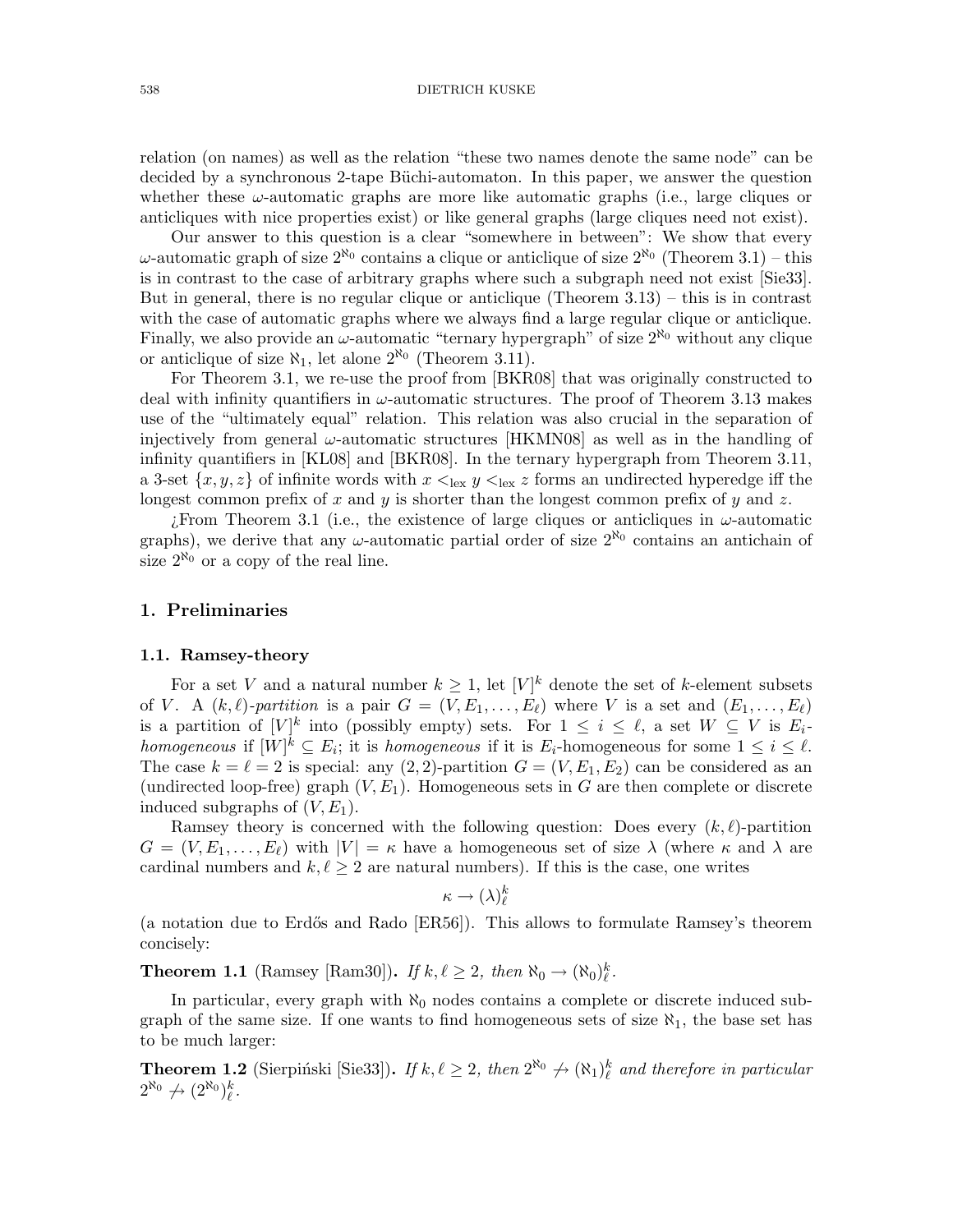relation (on names) as well as the relation "these two names denote the same node" can be decided by a synchronous 2-tape Büchi-automaton. In this paper, we answer the question whether these $\omega$-automatic graphs are more like automatic graphs (i.e., large cliques or anticliques with nice properties exist) or like general graphs (large cliques need not exist).

Our answer to this question is a clear "somewhere in between": We show that every $\omega$-automatic graph of size $2^{\aleph_0}$ contains a clique or anticlique of size $2^{\aleph_0}$ (Theorem 3.1) – this is in contrast to the case of arbitrary graphs where such a subgraph need not exist [Sie33]. But in general, there is no regular clique or anticlique (Theorem 3.13) – this is in contrast with the case of automatic graphs where we always find a large regular clique or anticlique. Finally, we also provide an $\omega$-automatic "ternary hypergraph" of size $2^{\aleph_0}$ without any clique or anticlique of size $\aleph_1$, let alone $2^{\aleph_0}$ (Theorem 3.11).

For Theorem 3.1, we re-use the proof from [BKR08] that was originally constructed to deal with infinity quantifiers in $\omega$-automatic structures. The proof of Theorem 3.13 makes use of the "ultimately equal" relation. This relation was also crucial in the separation of injectively from general $\omega$-automatic structures [HKMN08] as well as in the handling of infinity quantifiers in [KL08] and [BKR08]. In the ternary hypergraph from Theorem 3.11, a 3-set $\{x, y, z\}$ of infinite words with $x <_{\text{lex}} y <_{\text{lex}} z$ forms an undirected hyperedge iff the longest common prefix of $x$ and $y$ is shorter than the longest common prefix of $y$ and $z$.

¿From Theorem 3.1 (i.e., the existence of large cliques or anticliques in $\omega$-automatic graphs), we derive that any $\omega$-automatic partial order of size $2^{\aleph_0}$ contains an antichain of size $2^{\aleph_0}$ or a copy of the real line.

## 1. Preliminaries

### 1.1. Ramsey-theory

For a set $V$ and a natural number $k \geq 1$, let $[V]^k$ denote the set of $k$-element subsets of $V$. A $(k, \ell)$-*partition* is a pair $G = (V, E_1, \ldots, E_\ell)$ where $V$ is a set and $(E_1, \ldots, E_\ell)$ is a partition of $[V]^k$ into (possibly empty) sets. For $1 \leq i \leq \ell$, a set $W \subseteq V$ is $E_i$-*homogeneous* if $[W]^k \subseteq E_i$; it is *homogeneous* if it is $E_i$-homogeneous for some $1 \leq i \leq \ell$. The case $k = \ell = 2$ is special: any $(2, 2)$-partition $G = (V, E_1, E_2)$ can be considered as an (undirected loop-free) graph $(V, E_1)$. Homogeneous sets in $G$ are then complete or discrete induced subgraphs of $(V, E_1)$.

Ramsey theory is concerned with the following question: Does every $(k, \ell)$-partition $G = (V, E_1, \ldots, E_\ell)$ with $|V| = \kappa$ have a homogeneous set of size $\lambda$ (where $\kappa$ and $\lambda$ are cardinal numbers and $k, \ell \geq 2$ are natural numbers). If this is the case, one writes

$$\kappa \rightarrow (\lambda)^k_\ell$$

(a notation due to Erdős and Rado [ER56]). This allows to formulate Ramsey's theorem concisely:

**Theorem 1.1** (Ramsey [Ram30])**.** *If $k, \ell \geq 2$, then $\aleph_0 \rightarrow (\aleph_0)^k_\ell$.*

In particular, every graph with $\aleph_0$ nodes contains a complete or discrete induced subgraph of the same size. If one wants to find homogeneous sets of size $\aleph_1$, the base set has to be much larger:

**Theorem 1.2** (Sierpiński [Sie33])**.** *If $k, \ell \geq 2$, then $2^{\aleph_0} \not\rightarrow (\aleph_1)^k_\ell$ and therefore in particular $2^{\aleph_0} \not\rightarrow (2^{\aleph_0})^k_\ell$.*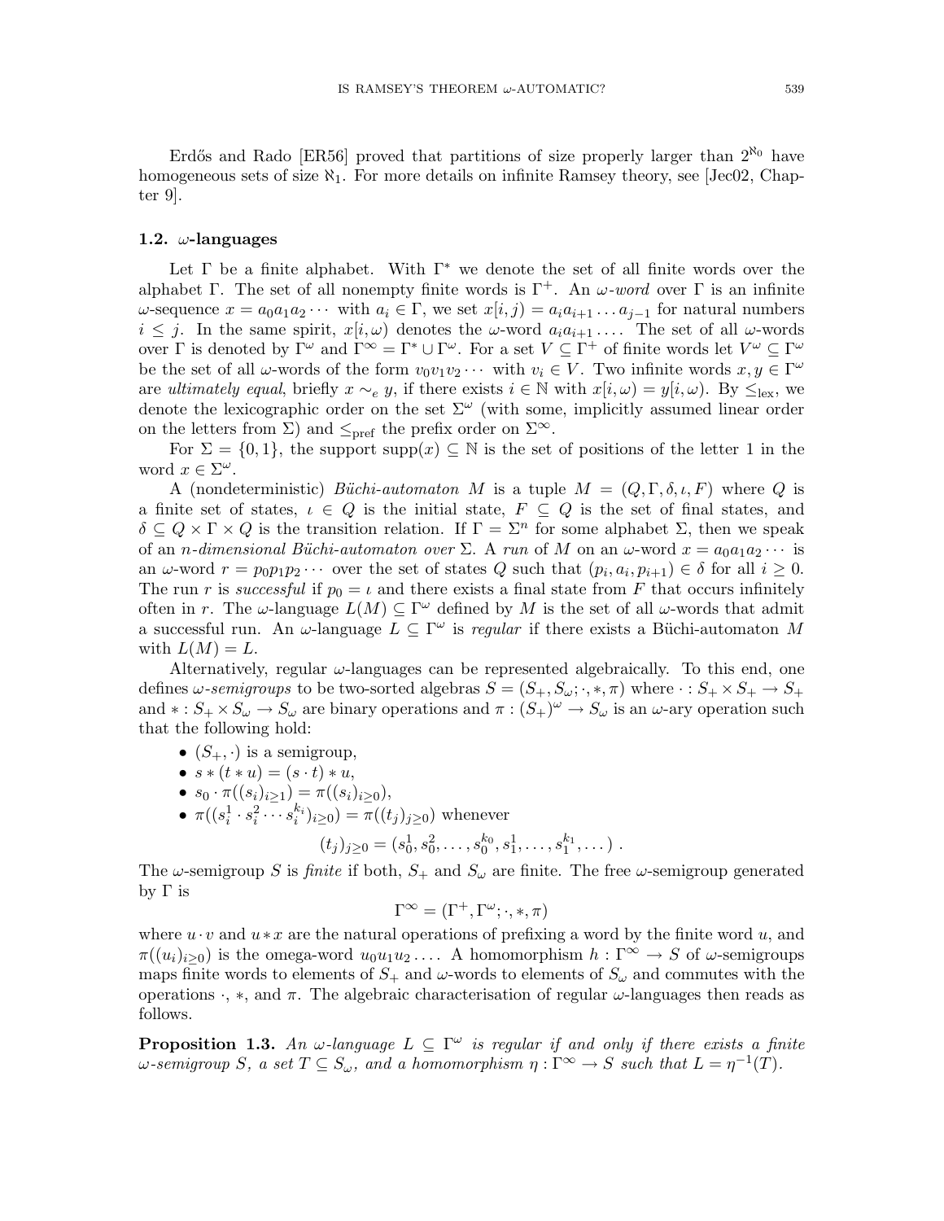Erdős and Rado [ER56] proved that partitions of size properly larger than $2^{\aleph_0}$ have homogeneous sets of size $\aleph_1$. For more details on infinite Ramsey theory, see [Jec02, Chapter 9].

### 1.2. $\omega$-languages

Let $\Gamma$ be a finite alphabet. With $\Gamma^*$ we denote the set of all finite words over the alphabet $\Gamma$. The set of all nonempty finite words is $\Gamma^+$. An *$\omega$-word* over $\Gamma$ is an infinite $\omega$-sequence $x = a_0a_1a_2\cdots$ with $a_i \in \Gamma$, we set $x[i,j) = a_ia_{i+1}\ldots a_{j-1}$ for natural numbers $i \leq j$. In the same spirit, $x[i,\omega)$ denotes the $\omega$-word $a_ia_{i+1}\ldots$. The set of all $\omega$-words over $\Gamma$ is denoted by $\Gamma^\omega$ and $\Gamma^\infty = \Gamma^* \cup \Gamma^\omega$. For a set $V \subseteq \Gamma^+$ of finite words let $V^\omega \subseteq \Gamma^\omega$ be the set of all $\omega$-words of the form $v_0v_1v_2\cdots$ with $v_i \in V$. Two infinite words $x, y \in \Gamma^\omega$ are *ultimately equal*, briefly $x \sim_e y$, if there exists $i \in \mathbb{N}$ with $x[i,\omega) = y[i,\omega)$. By $\leq_{\text{lex}}$, we denote the lexicographic order on the set $\Sigma^\omega$ (with some, implicitly assumed linear order on the letters from $\Sigma$) and $\leq_{\text{pref}}$ the prefix order on $\Sigma^\infty$.

For $\Sigma = \{0,1\}$, the support $\text{supp}(x) \subseteq \mathbb{N}$ is the set of positions of the letter 1 in the word $x \in \Sigma^\omega$.

A (nondeterministic) *Büchi-automaton* $M$ is a tuple $M = (Q, \Gamma, \delta, \iota, F)$ where $Q$ is a finite set of states, $\iota \in Q$ is the initial state, $F \subseteq Q$ is the set of final states, and $\delta \subseteq Q \times \Gamma \times Q$ is the transition relation. If $\Gamma = \Sigma^n$ for some alphabet $\Sigma$, then we speak of an *$n$-dimensional Büchi-automaton over* $\Sigma$. A *run* of $M$ on an $\omega$-word $x = a_0a_1a_2\cdots$ is an $\omega$-word $r = p_0p_1p_2\cdots$ over the set of states $Q$ such that $(p_i, a_i, p_{i+1}) \in \delta$ for all $i \geq 0$. The run $r$ is *successful* if $p_0 = \iota$ and there exists a final state from $F$ that occurs infinitely often in $r$. The $\omega$-language $L(M) \subseteq \Gamma^\omega$ defined by $M$ is the set of all $\omega$-words that admit a successful run. An $\omega$-language $L \subseteq \Gamma^\omega$ is *regular* if there exists a Büchi-automaton $M$ with $L(M) = L$.

Alternatively, regular $\omega$-languages can be represented algebraically. To this end, one defines *$\omega$-semigroups* to be two-sorted algebras $S = (S_+, S_\omega; \cdot, *, \pi)$ where $\cdot : S_+ \times S_+ \to S_+$ and $* : S_+ \times S_\omega \to S_\omega$ are binary operations and $\pi : (S_+)^\omega \to S_\omega$ is an $\omega$-ary operation such that the following hold:

- $(S_+, \cdot)$ is a semigroup,
- $s * (t * u) = (s \cdot t) * u$,
- $s_0 \cdot \pi((s_i)_{i\geq 1}) = \pi((s_i)_{i\geq 0})$,
- $\pi((s_i^1 \cdot s_i^2 \cdots s_i^{k_i})_{i\geq 0}) = \pi((t_j)_{j\geq 0})$ whenever

$$(t_j)_{j\geq 0} = (s_0^1, s_0^2, \ldots, s_0^{k_0}, s_1^1, \ldots, s_1^{k_1}, \ldots)\ .$$

The $\omega$-semigroup $S$ is *finite* if both, $S_+$ and $S_\omega$ are finite. The free $\omega$-semigroup generated by $\Gamma$ is

$$\Gamma^\infty = (\Gamma^+, \Gamma^\omega; \cdot, *, \pi)$$

where $u \cdot v$ and $u * x$ are the natural operations of prefixing a word by the finite word $u$, and $\pi((u_i)_{i\geq 0})$ is the omega-word $u_0u_1u_2\ldots$. A homomorphism $h : \Gamma^\infty \to S$ of $\omega$-semigroups maps finite words to elements of $S_+$ and $\omega$-words to elements of $S_\omega$ and commutes with the operations $\cdot$, $*$, and $\pi$. The algebraic characterisation of regular $\omega$-languages then reads as follows.

**Proposition 1.3.** *An $\omega$-language $L \subseteq \Gamma^\omega$ is regular if and only if there exists a finite $\omega$-semigroup $S$, a set $T \subseteq S_\omega$, and a homomorphism $\eta : \Gamma^\infty \to S$ such that $L = \eta^{-1}(T)$.*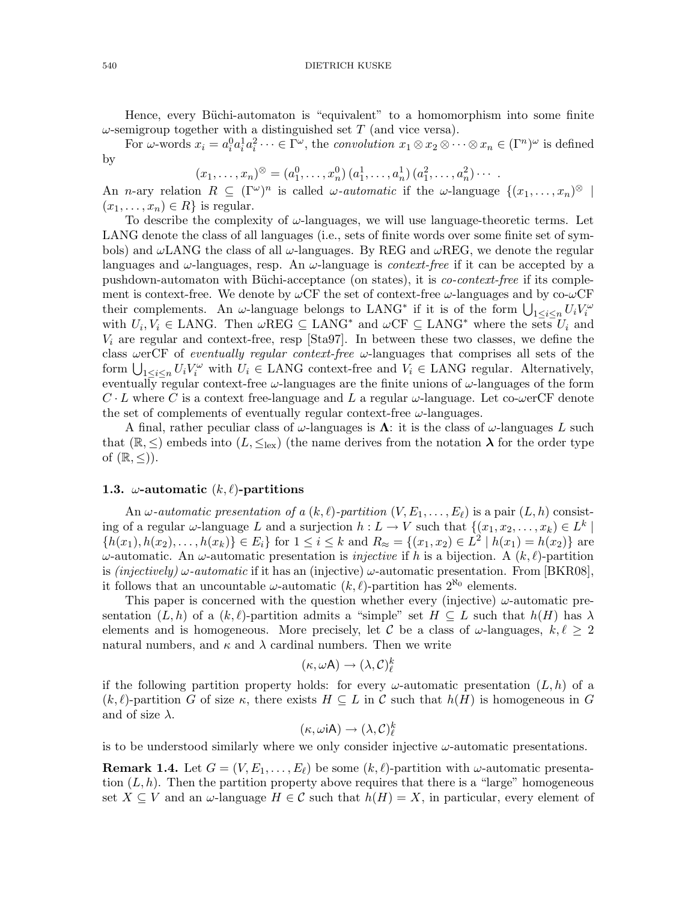Hence, every Büchi-automaton is "equivalent" to a homomorphism into some finite $\omega$-semigroup together with a distinguished set $T$ (and vice versa).

For $\omega$-words $x_i = a_i^0 a_i^1 a_i^2 \cdots \in \Gamma^\omega$, the *convolution* $x_1 \otimes x_2 \otimes \cdots \otimes x_n \in (\Gamma^n)^\omega$ is defined by

$$(x_1, \ldots, x_n)^\otimes = (a_1^0, \ldots, x_n^0)\,(a_1^1, \ldots, a_n^1)\,(a_1^2, \ldots, a_n^2) \cdots \,.$$

An $n$-ary relation $R \subseteq (\Gamma^\omega)^n$ is called *$\omega$-automatic* if the $\omega$-language $\{(x_1, \ldots, x_n)^\otimes \mid (x_1, \ldots, x_n) \in R\}$ is regular.

To describe the complexity of $\omega$-languages, we will use language-theoretic terms. Let LANG denote the class of all languages (i.e., sets of finite words over some finite set of symbols) and $\omega$LANG the class of all $\omega$-languages. By REG and $\omega$REG, we denote the regular languages and $\omega$-languages, resp. An $\omega$-language is *context-free* if it can be accepted by a pushdown-automaton with Büchi-acceptance (on states), it is *co-context-free* if its complement is context-free. We denote by $\omega$CF the set of context-free $\omega$-languages and by co-$\omega$CF their complements. An $\omega$-language belongs to LANG$^*$ if it is of the form $\bigcup_{1 \le i \le n} U_i V_i^\omega$ with $U_i, V_i \in$ LANG. Then $\omega$REG $\subseteq$ LANG$^*$ and $\omega$CF $\subseteq$ LANG$^*$ where the sets $U_i$ and $V_i$ are regular and context-free, resp [Sta97]. In between these two classes, we define the class $\omega$erCF of *eventually regular context-free* $\omega$-languages that comprises all sets of the form $\bigcup_{1 \le i \le n} U_i V_i^\omega$ with $U_i \in$ LANG context-free and $V_i \in$ LANG regular. Alternatively, eventually regular context-free $\omega$-languages are the finite unions of $\omega$-languages of the form $C \cdot L$ where $C$ is a context free-language and $L$ a regular $\omega$-language. Let co-$\omega$erCF denote the set of complements of eventually regular context-free $\omega$-languages.

A final, rather peculiar class of $\omega$-languages is $\mathbf{\Lambda}$: it is the class of $\omega$-languages $L$ such that $(\mathbb{R}, \le)$ embeds into $(L, \le_{\text{lex}})$ (the name derives from the notation $\boldsymbol{\lambda}$ for the order type of $(\mathbb{R}, \le)$).

### 1.3. $\omega$-automatic $(k, \ell)$-partitions

An *$\omega$-automatic presentation of a $(k, \ell)$-partition* $(V, E_1, \ldots, E_\ell)$ is a pair $(L, h)$ consisting of a regular $\omega$-language $L$ and a surjection $h : L \to V$ such that $\{(x_1, x_2, \ldots, x_k) \in L^k \mid \{h(x_1), h(x_2), \ldots, h(x_k)\} \in E_i\}$ for $1 \le i \le k$ and $R_\approx = \{(x_1, x_2) \in L^2 \mid h(x_1) = h(x_2)\}$ are $\omega$-automatic. An $\omega$-automatic presentation is *injective* if $h$ is a bijection. A $(k, \ell)$-partition is *(injectively) $\omega$-automatic* if it has an (injective) $\omega$-automatic presentation. From [BKR08], it follows that an uncountable $\omega$-automatic $(k, \ell)$-partition has $2^{\aleph_0}$ elements.

This paper is concerned with the question whether every (injective) $\omega$-automatic presentation $(L, h)$ of a $(k, \ell)$-partition admits a "simple" set $H \subseteq L$ such that $h(H)$ has $\lambda$ elements and is homogeneous. More precisely, let $\mathcal{C}$ be a class of $\omega$-languages, $k, \ell \ge 2$ natural numbers, and $\kappa$ and $\lambda$ cardinal numbers. Then we write

$$(\kappa, \omega\mathsf{A}) \to (\lambda, \mathcal{C})^k_\ell$$

if the following partition property holds: for every $\omega$-automatic presentation $(L, h)$ of a $(k, \ell)$-partition $G$ of size $\kappa$, there exists $H \subseteq L$ in $\mathcal{C}$ such that $h(H)$ is homogeneous in $G$ and of size $\lambda$.

$$(\kappa, \omega\mathsf{iA}) \to (\lambda, \mathcal{C})^k_\ell$$

is to be understood similarly where we only consider injective $\omega$-automatic presentations.

**Remark 1.4.** Let $G = (V, E_1, \ldots, E_\ell)$ be some $(k, \ell)$-partition with $\omega$-automatic presentation $(L, h)$. Then the partition property above requires that there is a "large" homogeneous set $X \subseteq V$ and an $\omega$-language $H \in \mathcal{C}$ such that $h(H) = X$, in particular, every element of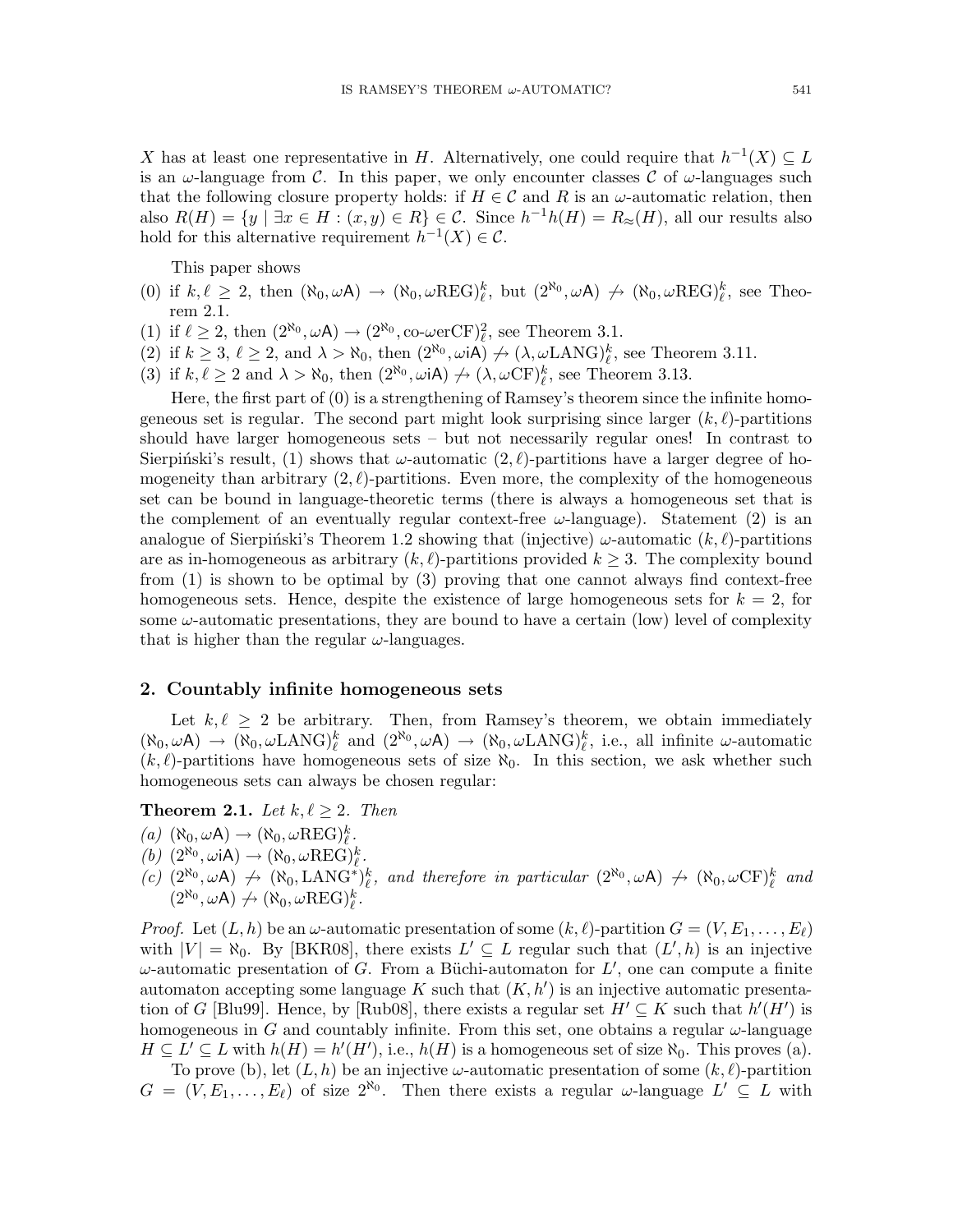$X$ has at least one representative in $H$. Alternatively, one could require that $h^{-1}(X) \subseteq L$ is an $\omega$-language from $\mathcal{C}$. In this paper, we only encounter classes $\mathcal{C}$ of $\omega$-languages such that the following closure property holds: if $H \in \mathcal{C}$ and $R$ is an $\omega$-automatic relation, then also $R(H) = \{y \mid \exists x \in H : (x, y) \in R\} \in \mathcal{C}$. Since $h^{-1}h(H) = R_{\approx}(H)$, all our results also hold for this alternative requirement $h^{-1}(X) \in \mathcal{C}$.

This paper shows

(0) if $k, \ell \geq 2$, then $(\aleph_0, \omega\mathsf{A}) \to (\aleph_0, \omega\mathrm{REG})^k_\ell$, but $(2^{\aleph_0}, \omega\mathsf{A}) \not\to (\aleph_0, \omega\mathrm{REG})^k_\ell$, see Theorem 2.1.

(1) if $\ell \geq 2$, then $(2^{\aleph_0}, \omega\mathsf{A}) \to (2^{\aleph_0}, \text{co-}\omega\mathrm{erCF})^2_\ell$, see Theorem 3.1.

(2) if $k \geq 3$, $\ell \geq 2$, and $\lambda > \aleph_0$, then $(2^{\aleph_0}, \omega\mathsf{iA}) \not\to (\lambda, \omega\mathrm{LANG})^k_\ell$, see Theorem 3.11.

(3) if $k, \ell \geq 2$ and $\lambda > \aleph_0$, then $(2^{\aleph_0}, \omega\mathsf{iA}) \not\to (\lambda, \omega\mathrm{CF})^k_\ell$, see Theorem 3.13.

Here, the first part of (0) is a strengthening of Ramsey's theorem since the infinite homogeneous set is regular. The second part might look surprising since larger $(k, \ell)$-partitions should have larger homogeneous sets – but not necessarily regular ones! In contrast to Sierpiński's result, (1) shows that $\omega$-automatic $(2, \ell)$-partitions have a larger degree of homogeneity than arbitrary $(2, \ell)$-partitions. Even more, the complexity of the homogeneous set can be bound in language-theoretic terms (there is always a homogeneous set that is the complement of an eventually regular context-free $\omega$-language). Statement (2) is an analogue of Sierpiński's Theorem 1.2 showing that (injective) $\omega$-automatic $(k, \ell)$-partitions are as in-homogeneous as arbitrary $(k, \ell)$-partitions provided $k \geq 3$. The complexity bound from (1) is shown to be optimal by (3) proving that one cannot always find context-free homogeneous sets. Hence, despite the existence of large homogeneous sets for $k = 2$, for some $\omega$-automatic presentations, they are bound to have a certain (low) level of complexity that is higher than the regular $\omega$-languages.

## 2. Countably infinite homogeneous sets

Let $k, \ell \geq 2$ be arbitrary. Then, from Ramsey's theorem, we obtain immediately $(\aleph_0, \omega\mathsf{A}) \to (\aleph_0, \omega\mathrm{LANG})^k_\ell$ and $(2^{\aleph_0}, \omega\mathsf{A}) \to (\aleph_0, \omega\mathrm{LANG})^k_\ell$, i.e., all infinite $\omega$-automatic $(k, \ell)$-partitions have homogeneous sets of size $\aleph_0$. In this section, we ask whether such homogeneous sets can always be chosen regular:

**Theorem 2.1.** *Let $k, \ell \geq 2$. Then*

*(a)* $(\aleph_0, \omega\mathsf{A}) \to (\aleph_0, \omega\mathrm{REG})^k_\ell$.

*(b)* $(2^{\aleph_0}, \omega\mathsf{iA}) \to (\aleph_0, \omega\mathrm{REG})^k_\ell$.

*(c)* $(2^{\aleph_0}, \omega\mathsf{A}) \not\to (\aleph_0, \mathrm{LANG}^*)^k_\ell$, *and therefore in particular* $(2^{\aleph_0}, \omega\mathsf{A}) \not\to (\aleph_0, \omega\mathrm{CF})^k_\ell$ *and* $(2^{\aleph_0}, \omega\mathsf{A}) \not\to (\aleph_0, \omega\mathrm{REG})^k_\ell$.

*Proof.* Let $(L, h)$ be an $\omega$-automatic presentation of some $(k, \ell)$-partition $G = (V, E_1, \ldots, E_\ell)$ with $|V| = \aleph_0$. By [BKR08], there exists $L' \subseteq L$ regular such that $(L', h)$ is an injective $\omega$-automatic presentation of $G$. From a Büchi-automaton for $L'$, one can compute a finite automaton accepting some language $K$ such that $(K, h')$ is an injective automatic presentation of $G$ [Blu99]. Hence, by [Rub08], there exists a regular set $H' \subseteq K$ such that $h'(H')$ is homogeneous in $G$ and countably infinite. From this set, one obtains a regular $\omega$-language $H \subseteq L' \subseteq L$ with $h(H) = h'(H')$, i.e., $h(H)$ is a homogeneous set of size $\aleph_0$. This proves (a).

To prove (b), let $(L, h)$ be an injective $\omega$-automatic presentation of some $(k, \ell)$-partition $G = (V, E_1, \ldots, E_\ell)$ of size $2^{\aleph_0}$. Then there exists a regular $\omega$-language $L' \subseteq L$ with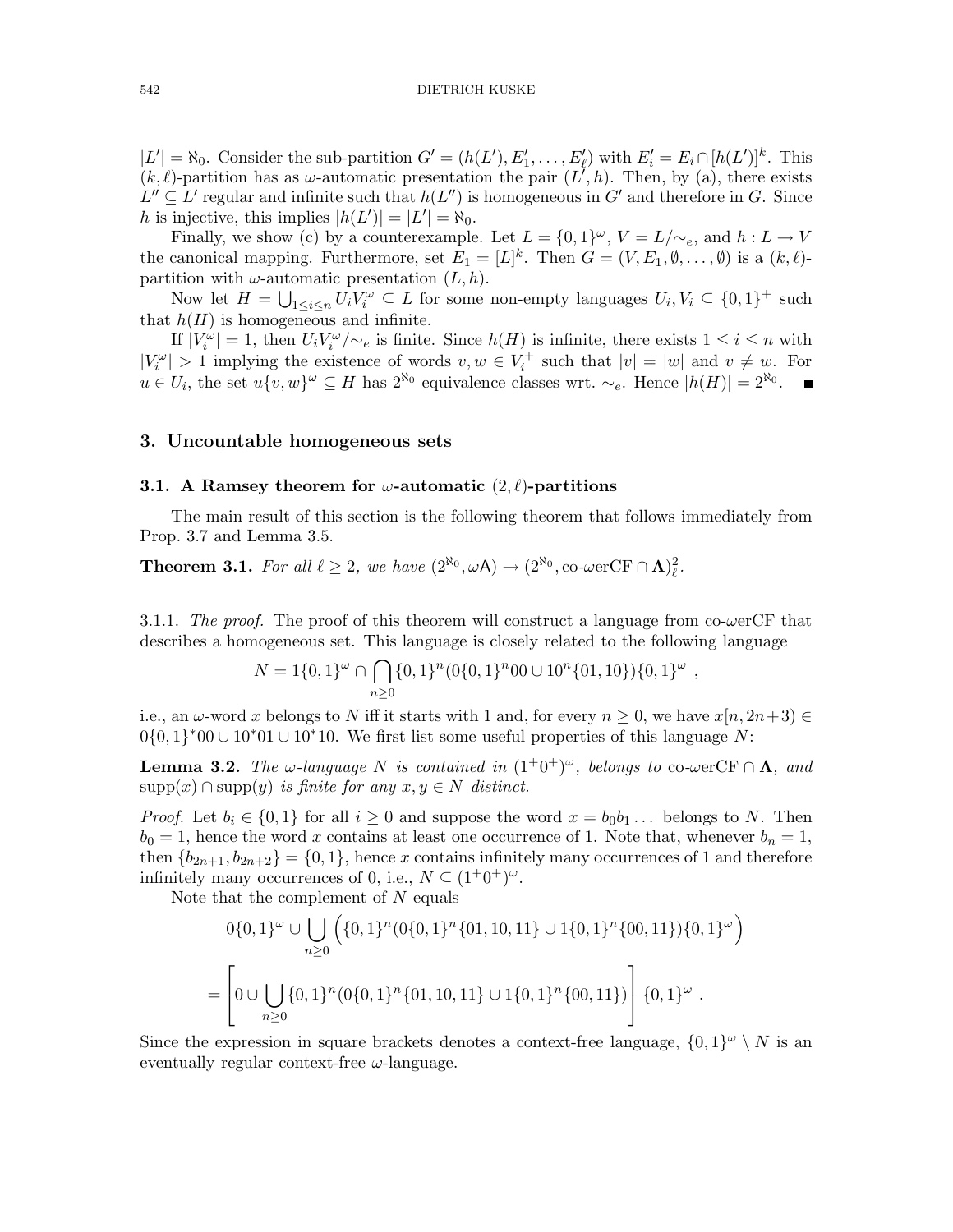$|L'| = \aleph_0$. Consider the sub-partition $G' = (h(L'), E'_1, \dots, E'_\ell)$ with $E'_i = E_i \cap [h(L')]^k$. This $(k,\ell)$-partition has as $\omega$-automatic presentation the pair $(L', h)$. Then, by (a), there exists $L'' \subseteq L'$ regular and infinite such that $h(L'')$ is homogeneous in $G'$ and therefore in $G$. Since $h$ is injective, this implies $|h(L')| = |L'| = \aleph_0$.

Finally, we show (c) by a counterexample. Let $L = \{0,1\}^\omega$, $V = L/{\sim_e}$, and $h : L \to V$ the canonical mapping. Furthermore, set $E_1 = [L]^k$. Then $G = (V, E_1, \emptyset, \dots, \emptyset)$ is a $(k,\ell)$-partition with $\omega$-automatic presentation $(L, h)$.

Now let $H = \bigcup_{1 \le i \le n} U_i V_i^\omega \subseteq L$ for some non-empty languages $U_i, V_i \subseteq \{0,1\}^+$ such that $h(H)$ is homogeneous and infinite.

If $|V_i^\omega| = 1$, then $U_i V_i^\omega/{\sim_e}$ is finite. Since $h(H)$ is infinite, there exists $1 \le i \le n$ with $|V_i^\omega| > 1$ implying the existence of words $v, w \in V_i^+$ such that $|v| = |w|$ and $v \ne w$. For $u \in U_i$, the set $u\{v,w\}^\omega \subseteq H$ has $2^{\aleph_0}$ equivalence classes wrt. $\sim_e$. Hence $|h(H)| = 2^{\aleph_0}$. ∎

## 3. Uncountable homogeneous sets

### 3.1. A Ramsey theorem for $\omega$-automatic $(2,\ell)$-partitions

The main result of this section is the following theorem that follows immediately from Prop. 3.7 and Lemma 3.5.

**Theorem 3.1.** *For all $\ell \ge 2$, we have $(2^{\aleph_0}, \omega\mathsf{A}) \to (2^{\aleph_0}, \text{co-}\omega\text{erCF} \cap \mathbf{\Lambda})^2_\ell$.*

3.1.1. *The proof.* The proof of this theorem will construct a language from co-$\omega$erCF that describes a homogeneous set. This language is closely related to the following language

$$N = 1\{0,1\}^\omega \cap \bigcap_{n \ge 0} \{0,1\}^n (0\{0,1\}^n 00 \cup 10^n\{01,10\})\{0,1\}^\omega \ ,$$

i.e., an $\omega$-word $x$ belongs to $N$ iff it starts with 1 and, for every $n \ge 0$, we have $x[n, 2n+3) \in 0\{0,1\}^*00 \cup 10^*01 \cup 10^*10$. We first list some useful properties of this language $N$:

**Lemma 3.2.** *The $\omega$-language $N$ is contained in $(1^+0^+)^\omega$, belongs to* co-$\omega$erCF $\cap\, \mathbf{\Lambda}$*, and* $\operatorname{supp}(x) \cap \operatorname{supp}(y)$ *is finite for any $x, y \in N$ distinct.*

*Proof.* Let $b_i \in \{0,1\}$ for all $i \ge 0$ and suppose the word $x = b_0 b_1 \dots$ belongs to $N$. Then $b_0 = 1$, hence the word $x$ contains at least one occurrence of 1. Note that, whenever $b_n = 1$, then $\{b_{2n+1}, b_{2n+2}\} = \{0,1\}$, hence $x$ contains infinitely many occurrences of 1 and therefore infinitely many occurrences of 0, i.e., $N \subseteq (1^+0^+)^\omega$.

Note that the complement of $N$ equals

$$0\{0,1\}^\omega \cup \bigcup_{n \ge 0} \Big( \{0,1\}^n (0\{0,1\}^n\{01,10,11\} \cup 1\{0,1\}^n\{00,11\})\{0,1\}^\omega \Big)$$

$$= \left[ 0 \cup \bigcup_{n \ge 0} \{0,1\}^n (0\{0,1\}^n\{01,10,11\} \cup 1\{0,1\}^n\{00,11\}) \right] \{0,1\}^\omega \ .$$

Since the expression in square brackets denotes a context-free language, $\{0,1\}^\omega \setminus N$ is an eventually regular context-free $\omega$-language.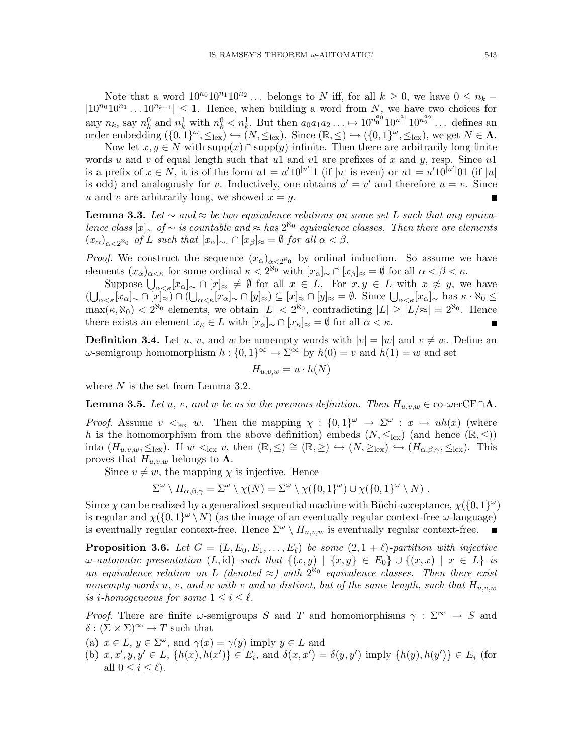Note that a word $10^{n_0}10^{n_1}10^{n_2}\dots$ belongs to $N$ iff, for all $k \geq 0$, we have $0 \leq n_k - |10^{n_0}10^{n_1}\dots 10^{n_{k-1}}| \leq 1$. Hence, when building a word from $N$, we have two choices for any $n_k$, say $n_k^0$ and $n_k^1$ with $n_k^0 < n_k^1$. But then $a_0a_1a_2\dots \mapsto 10^{n_0^{a_0}}10^{n_1^{a_1}}10^{n_2^{a_2}}\dots$ defines an order embedding $(\{0,1\}^\omega, \leq_{\mathrm{lex}}) \hookrightarrow (N, \leq_{\mathrm{lex}})$. Since $(\mathbb{R}, \leq) \hookrightarrow (\{0,1\}^\omega, \leq_{\mathrm{lex}})$, we get $N \in \mathbf{\Lambda}$.

Now let $x, y \in N$ with $\mathrm{supp}(x) \cap \mathrm{supp}(y)$ infinite. Then there are arbitrarily long finite words $u$ and $v$ of equal length such that $u1$ and $v1$ are prefixes of $x$ and $y$, resp. Since $u1$ is a prefix of $x \in N$, it is of the form $u1 = u'10^{|u'|}1$ (if $|u|$ is even) or $u1 = u'10^{|u'|}01$ (if $|u|$ is odd) and analogously for $v$. Inductively, one obtains $u' = v'$ and therefore $u = v$. Since $u$ and $v$ are arbitrarily long, we showed $x = y$. ∎

**Lemma 3.3.** *Let $\sim$ and $\approx$ be two equivalence relations on some set $L$ such that any equivalence class $[x]_\sim$ of $\sim$ is countable and $\approx$ has $2^{\aleph_0}$ equivalence classes. Then there are elements $(x_\alpha)_{\alpha<2^{\aleph_0}}$ of $L$ such that $[x_\alpha]_{\sim_e} \cap [x_\beta]_\approx = \emptyset$ for all $\alpha < \beta$.*

*Proof.* We construct the sequence $(x_\alpha)_{\alpha<2^{\aleph_0}}$ by ordinal induction. So assume we have elements $(x_\alpha)_{\alpha<\kappa}$ for some ordinal $\kappa < 2^{\aleph_0}$ with $[x_\alpha]_\sim \cap [x_\beta]_\approx = \emptyset$ for all $\alpha < \beta < \kappa$.

Suppose $\bigcup_{\alpha<\kappa}[x_\alpha]_\sim \cap [x]_\approx \neq \emptyset$ for all $x \in L$. For $x, y \in L$ with $x \not\approx y$, we have $(\bigcup_{\alpha<\kappa}[x_\alpha]_\sim \cap [x]_\approx) \cap (\bigcup_{\alpha<\kappa}[x_\alpha]_\sim \cap [y]_\approx) \subseteq [x]_\approx \cap [y]_\approx = \emptyset$. Since $\bigcup_{\alpha<\kappa}[x_\alpha]_\sim$ has $\kappa \cdot \aleph_0 \leq \max(\kappa, \aleph_0) < 2^{\aleph_0}$ elements, we obtain $|L| < 2^{\aleph_0}$, contradicting $|L| \geq |L/\approx| = 2^{\aleph_0}$. Hence there exists an element $x_\kappa \in L$ with $[x_\alpha]_\sim \cap [x_\kappa]_\approx = \emptyset$ for all $\alpha < \kappa$. ∎

**Definition 3.4.** Let $u$, $v$, and $w$ be nonempty words with $|v| = |w|$ and $v \neq w$. Define an $\omega$-semigroup homomorphism $h : \{0,1\}^\infty \to \Sigma^\infty$ by $h(0) = v$ and $h(1) = w$ and set

$$H_{u,v,w} = u \cdot h(N)$$

where $N$ is the set from Lemma 3.2.

**Lemma 3.5.** *Let $u$, $v$, and $w$ be as in the previous definition. Then $H_{u,v,w} \in \text{co-}\omega\text{erCF} \cap \mathbf{\Lambda}$.*

*Proof.* Assume $v <_{\mathrm{lex}} w$. Then the mapping $\chi : \{0,1\}^\omega \to \Sigma^\omega : x \mapsto uh(x)$ (where $h$ is the homomorphism from the above definition) embeds $(N, \leq_{\mathrm{lex}})$ (and hence $(\mathbb{R}, \leq)$) into $(H_{u,v,w}, \leq_{\mathrm{lex}})$. If $w <_{\mathrm{lex}} v$, then $(\mathbb{R}, \leq) \cong (\mathbb{R}, \geq) \hookrightarrow (N, \geq_{\mathrm{lex}}) \hookrightarrow (H_{\alpha,\beta,\gamma}, \leq_{\mathrm{lex}})$. This proves that $H_{u,v,w}$ belongs to $\mathbf{\Lambda}$.

Since $v \neq w$, the mapping $\chi$ is injective. Hence

$$\Sigma^\omega \setminus H_{\alpha,\beta,\gamma} = \Sigma^\omega \setminus \chi(N) = \Sigma^\omega \setminus \chi(\{0,1\}^\omega) \cup \chi(\{0,1\}^\omega \setminus N)\ .$$

Since $\chi$ can be realized by a generalized sequential machine with Büchi-acceptance, $\chi(\{0,1\}^\omega)$ is regular and $\chi(\{0,1\}^\omega \setminus N)$ (as the image of an eventually regular context-free $\omega$-language) is eventually regular context-free. Hence $\Sigma^\omega \setminus H_{u,v,w}$ is eventually regular context-free. ∎

**Proposition 3.6.** *Let $G = (L, E_0, E_1, \dots, E_\ell)$ be some $(2, 1+\ell)$-partition with injective $\omega$-automatic presentation $(L, \mathrm{id})$ such that $\{(x,y) \mid \{x,y\} \in E_0\} \cup \{(x,x) \mid x \in L\}$ is an equivalence relation on $L$ (denoted $\approx$) with $2^{\aleph_0}$ equivalence classes. Then there exist nonempty words $u$, $v$, and $w$ with $v$ and $w$ distinct, but of the same length, such that $H_{u,v,w}$ is $i$-homogeneous for some $1 \leq i \leq \ell$.*

*Proof.* There are finite $\omega$-semigroups $S$ and $T$ and homomorphisms $\gamma : \Sigma^\infty \to S$ and $\delta : (\Sigma \times \Sigma)^\infty \to T$ such that

(a) $x \in L$, $y \in \Sigma^\omega$, and $\gamma(x) = \gamma(y)$ imply $y \in L$ and
(b) $x, x', y, y' \in L$, $\{h(x), h(x')\} \in E_i$, and $\delta(x, x') = \delta(y, y')$ imply $\{h(y), h(y')\} \in E_i$ (for all $0 \leq i \leq \ell$).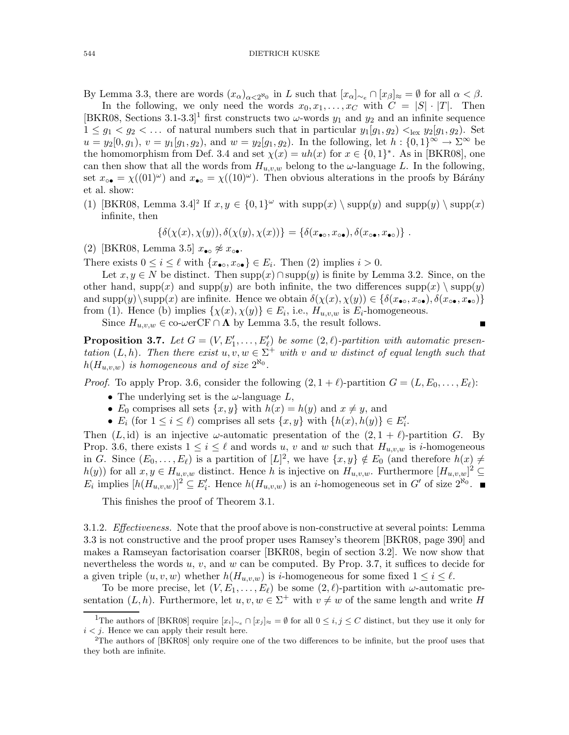By Lemma 3.3, there are words $(x_\alpha)_{\alpha<2^{\aleph_0}}$ in $L$ such that $[x_\alpha]_{\sim_e} \cap [x_\beta]_\approx = \emptyset$ for all $\alpha < \beta$.

In the following, we only need the words $x_0, x_1, \ldots, x_C$ with $C = |S| \cdot |T|$. Then [BKR08, Sections 3.1-3.3][1] first constructs two $\omega$-words $y_1$ and $y_2$ and an infinite sequence $1 \le g_1 < g_2 < \ldots$ of natural numbers such that in particular $y_1[g_1, g_2) <_{\text{lex}} y_2[g_1, g_2)$. Set $u = y_2[0, g_1)$, $v = y_1[g_1, g_2)$, and $w = y_2[g_1, g_2)$. In the following, let $h : \{0,1\}^\infty \to \Sigma^\infty$ be the homomorphism from Def. 3.4 and set $\chi(x) = uh(x)$ for $x \in \{0,1\}^*$. As in [BKR08], one can then show that all the words from $H_{u,v,w}$ belong to the $\omega$-language $L$. In the following, set $x_{\circ\bullet} = \chi((01)^\omega)$ and $x_{\bullet\circ} = \chi((10)^\omega)$. Then obvious alterations in the proofs by Bárány et al. show:

(1) [BKR08, Lemma 3.4][2] If $x, y \in \{0,1\}^\omega$ with $\text{supp}(x) \setminus \text{supp}(y)$ and $\text{supp}(y) \setminus \text{supp}(x)$ infinite, then

$$\{\delta(\chi(x), \chi(y)), \delta(\chi(y), \chi(x))\} = \{\delta(x_{\bullet\circ}, x_{\circ\bullet}), \delta(x_{\circ\bullet}, x_{\bullet\circ})\} .$$

(2) [BKR08, Lemma 3.5] $x_{\bullet\circ} \not\approx x_{\circ\bullet}$.

There exists $0 \le i \le \ell$ with $\{x_{\bullet\circ}, x_{\circ\bullet}\} \in E_i$. Then (2) implies $i > 0$.

Let $x, y \in N$ be distinct. Then $\text{supp}(x) \cap \text{supp}(y)$ is finite by Lemma 3.2. Since, on the other hand, $\text{supp}(x)$ and $\text{supp}(y)$ are both infinite, the two differences $\text{supp}(x) \setminus \text{supp}(y)$ and $\text{supp}(y) \setminus \text{supp}(x)$ are infinite. Hence we obtain $\delta(\chi(x), \chi(y)) \in \{\delta(x_{\bullet\circ}, x_{\circ\bullet}), \delta(x_{\circ\bullet}, x_{\bullet\circ})\}$ from (1). Hence (b) implies $\{\chi(x), \chi(y)\} \in E_i$, i.e., $H_{u,v,w}$ is $E_i$-homogeneous.

Since $H_{u,v,w} \in \text{co-}\omega\text{erCF} \cap \mathbf{\Lambda}$ by Lemma 3.5, the result follows. ∎

**Proposition 3.7.** *Let $G = (V, E'_1, \ldots, E'_\ell)$ be some $(2,\ell)$-partition with automatic presentation $(L, h)$. Then there exist $u, v, w \in \Sigma^+$ with $v$ and $w$ distinct of equal length such that $h(H_{u,v,w})$ is homogeneous and of size $2^{\aleph_0}$.*

*Proof.* To apply Prop. 3.6, consider the following $(2, 1+\ell)$-partition $G = (L, E_0, \ldots, E_\ell)$:

- The underlying set is the $\omega$-language $L$,
- $E_0$ comprises all sets $\{x, y\}$ with $h(x) = h(y)$ and $x \ne y$, and
- $E_i$ (for $1 \le i \le \ell$) comprises all sets $\{x, y\}$ with $\{h(x), h(y)\} \in E'_i$.

Then $(L, \text{id})$ is an injective $\omega$-automatic presentation of the $(2, 1+\ell)$-partition $G$. By Prop. 3.6, there exists $1 \le i \le \ell$ and words $u$, $v$ and $w$ such that $H_{u,v,w}$ is $i$-homogeneous in $G$. Since $(E_0, \ldots, E_\ell)$ is a partition of $[L]^2$, we have $\{x, y\} \notin E_0$ (and therefore $h(x) \ne h(y)$) for all $x, y \in H_{u,v,w}$ distinct. Hence $h$ is injective on $H_{u,v,w}$. Furthermore $[H_{u,v,w}]^2 \subseteq E_i$ implies $[h(H_{u,v,w})]^2 \subseteq E'_i$. Hence $h(H_{u,v,w})$ is an $i$-homogeneous set in $G'$ of size $2^{\aleph_0}$. ∎

This finishes the proof of Theorem 3.1.

3.1.2. *Effectiveness.* Note that the proof above is non-constructive at several points: Lemma 3.3 is not constructive and the proof proper uses Ramsey's theorem [BKR08, page 390] and makes a Ramseyan factorisation coarser [BKR08, begin of section 3.2]. We now show that nevertheless the words $u$, $v$, and $w$ can be computed. By Prop. 3.7, it suffices to decide for a given triple $(u, v, w)$ whether $h(H_{u,v,w})$ is $i$-homogeneous for some fixed $1 \le i \le \ell$.

To be more precise, let $(V, E_1, \ldots, E_\ell)$ be some $(2,\ell)$-partition with $\omega$-automatic presentation $(L, h)$. Furthermore, let $u, v, w \in \Sigma^+$ with $v \ne w$ of the same length and write $H$

---

[1] The authors of [BKR08] require $[x_i]_{\sim_e} \cap [x_j]_\approx = \emptyset$ for all $0 \le i, j \le C$ distinct, but they use it only for $i < j$. Hence we can apply their result here.

[2] The authors of [BKR08] only require one of the two differences to be infinite, but the proof uses that they both are infinite.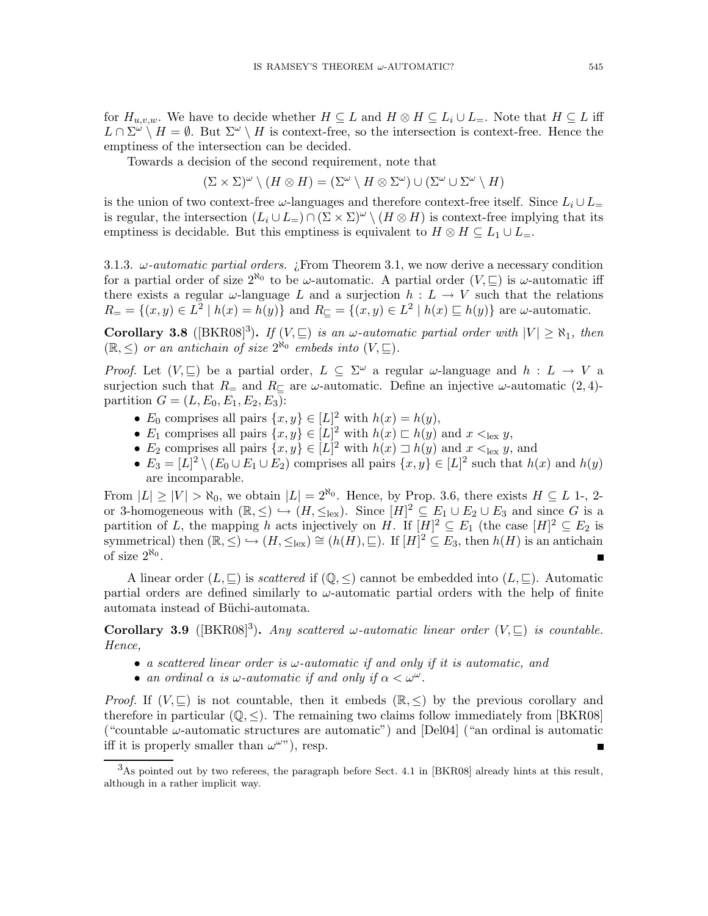for $H_{u,v,w}$. We have to decide whether $H \subseteq L$ and $H \otimes H \subseteq L_i \cup L_=$. Note that $H \subseteq L$ iff $L \cap \Sigma^\omega \setminus H = \emptyset$. But $\Sigma^\omega \setminus H$ is context-free, so the intersection is context-free. Hence the emptiness of the intersection can be decided.

Towards a decision of the second requirement, note that

$$(\Sigma \times \Sigma)^\omega \setminus (H \otimes H) = (\Sigma^\omega \setminus H \otimes \Sigma^\omega) \cup (\Sigma^\omega \cup \Sigma^\omega \setminus H)$$

is the union of two context-free $\omega$-languages and therefore context-free itself. Since $L_i \cup L_=$ is regular, the intersection $(L_i \cup L_=) \cap (\Sigma \times \Sigma)^\omega \setminus (H \otimes H)$ is context-free implying that its emptiness is decidable. But this emptiness is equivalent to $H \otimes H \subseteq L_1 \cup L_=$.

3.1.3. *$\omega$-automatic partial orders.* ¿From Theorem 3.1, we now derive a necessary condition for a partial order of size $2^{\aleph_0}$ to be $\omega$-automatic. A partial order $(V, \sqsubseteq)$ is $\omega$-automatic iff there exists a regular $\omega$-language $L$ and a surjection $h : L \to V$ such that the relations $R_= = \{(x, y) \in L^2 \mid h(x) = h(y)\}$ and $R_\sqsubseteq = \{(x, y) \in L^2 \mid h(x) \sqsubseteq h(y)\}$ are $\omega$-automatic.

**Corollary 3.8** ([BKR08][3])**.** *If $(V, \sqsubseteq)$ is an $\omega$-automatic partial order with $|V| \geq \aleph_1$, then $(\mathbb{R}, \leq)$ or an antichain of size $2^{\aleph_0}$ embeds into $(V, \sqsubseteq)$.*

*Proof.* Let $(V, \sqsubseteq)$ be a partial order, $L \subseteq \Sigma^\omega$ a regular $\omega$-language and $h : L \to V$ a surjection such that $R_=$ and $R_\sqsubseteq$ are $\omega$-automatic. Define an injective $\omega$-automatic $(2, 4)$-partition $G = (L, E_0, E_1, E_2, E_3)$:

- $E_0$ comprises all pairs $\{x, y\} \in [L]^2$ with $h(x) = h(y)$,
- $E_1$ comprises all pairs $\{x, y\} \in [L]^2$ with $h(x) \sqsubset h(y)$ and $x <_{\text{lex}} y$,
- $E_2$ comprises all pairs $\{x, y\} \in [L]^2$ with $h(x) \sqsupset h(y)$ and $x <_{\text{lex}} y$, and
- $E_3 = [L]^2 \setminus (E_0 \cup E_1 \cup E_2)$ comprises all pairs $\{x, y\} \in [L]^2$ such that $h(x)$ and $h(y)$ are incomparable.

From $|L| \geq |V| > \aleph_0$, we obtain $|L| = 2^{\aleph_0}$. Hence, by Prop. 3.6, there exists $H \subseteq L$ 1-, 2- or 3-homogeneous with $(\mathbb{R}, \leq) \hookrightarrow (H, \leq_{\text{lex}})$. Since $[H]^2 \subseteq E_1 \cup E_2 \cup E_3$ and since $G$ is a partition of $L$, the mapping $h$ acts injectively on $H$. If $[H]^2 \subseteq E_1$ (the case $[H]^2 \subseteq E_2$ is symmetrical) then $(\mathbb{R}, \leq) \hookrightarrow (H, \leq_{\text{lex}}) \cong (h(H), \sqsubseteq)$. If $[H]^2 \subseteq E_3$, then $h(H)$ is an antichain of size $2^{\aleph_0}$. ∎

A linear order $(L, \sqsubseteq)$ is *scattered* if $(\mathbb{Q}, \leq)$ cannot be embedded into $(L, \sqsubseteq)$. Automatic partial orders are defined similarly to $\omega$-automatic partial orders with the help of finite automata instead of Büchi-automata.

**Corollary 3.9** ([BKR08][3])**.** *Any scattered $\omega$-automatic linear order $(V, \sqsubseteq)$ is countable. Hence,*

- *a scattered linear order is $\omega$-automatic if and only if it is automatic, and*
- *an ordinal $\alpha$ is $\omega$-automatic if and only if $\alpha < \omega^\omega$.*

*Proof.* If $(V, \sqsubseteq)$ is not countable, then it embeds $(\mathbb{R}, \leq)$ by the previous corollary and therefore in particular $(\mathbb{Q}, \leq)$. The remaining two claims follow immediately from [BKR08] ("countable $\omega$-automatic structures are automatic") and [Del04] ("an ordinal is automatic iff it is properly smaller than $\omega^\omega$"), resp. ∎

[3] As pointed out by two referees, the paragraph before Sect. 4.1 in [BKR08] already hints at this result, although in a rather implicit way.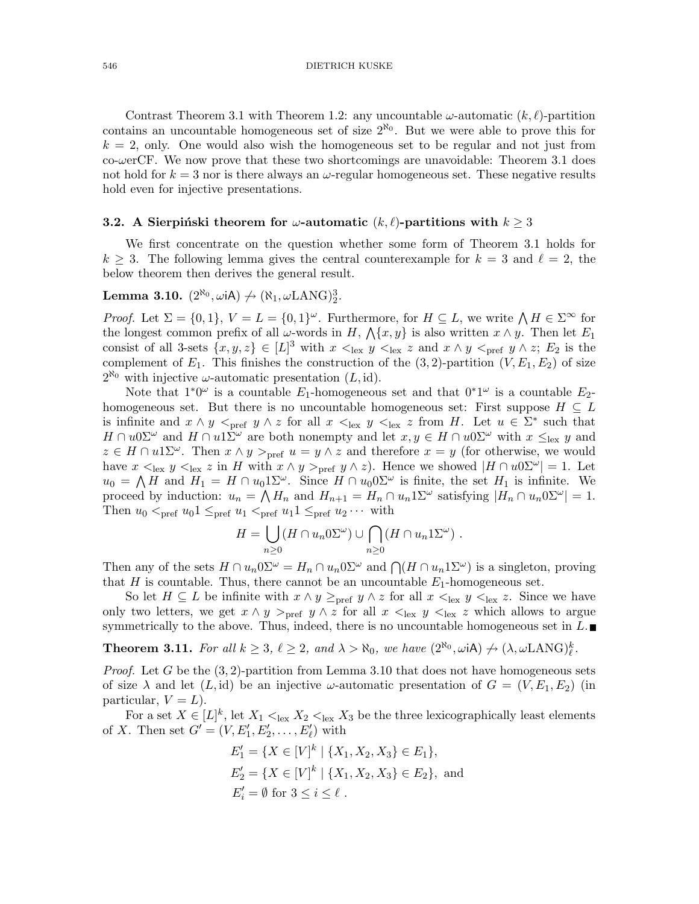Contrast Theorem 3.1 with Theorem 1.2: any uncountable $\omega$-automatic $(k,\ell)$-partition contains an uncountable homogeneous set of size $2^{\aleph_0}$. But we were able to prove this for $k=2$, only. One would also wish the homogeneous set to be regular and not just from co-$\omega$erCF. We now prove that these two shortcomings are unavoidable: Theorem 3.1 does not hold for $k=3$ nor is there always an $\omega$-regular homogeneous set. These negative results hold even for injective presentations.

### 3.2. A Sierpiński theorem for $\omega$-automatic $(k,\ell)$-partitions with $k \geq 3$

We first concentrate on the question whether some form of Theorem 3.1 holds for $k \geq 3$. The following lemma gives the central counterexample for $k=3$ and $\ell=2$, the below theorem then derives the general result.

**Lemma 3.10.** $(2^{\aleph_0}, \omega\mathsf{iA}) \not\to (\aleph_1, \omega\mathrm{LANG})^3_2$.

*Proof.* Let $\Sigma = \{0,1\}$, $V = L = \{0,1\}^\omega$. Furthermore, for $H \subseteq L$, we write $\bigwedge H \in \Sigma^\infty$ for the longest common prefix of all $\omega$-words in $H$, $\bigwedge\{x,y\}$ is also written $x \wedge y$. Then let $E_1$ consist of all 3-sets $\{x,y,z\} \in [L]^3$ with $x <_{\mathrm{lex}} y <_{\mathrm{lex}} z$ and $x \wedge y <_{\mathrm{pref}} y \wedge z$; $E_2$ is the complement of $E_1$. This finishes the construction of the $(3,2)$-partition $(V, E_1, E_2)$ of size $2^{\aleph_0}$ with injective $\omega$-automatic presentation $(L, \mathrm{id})$.

Note that $1^*0^\omega$ is a countable $E_1$-homogeneous set and that $0^*1^\omega$ is a countable $E_2$-homogeneous set. But there is no uncountable homogeneous set: First suppose $H \subseteq L$ is infinite and $x \wedge y <_{\mathrm{pref}} y \wedge z$ for all $x <_{\mathrm{lex}} y <_{\mathrm{lex}} z$ from $H$. Let $u \in \Sigma^*$ such that $H \cap u0\Sigma^\omega$ and $H \cap u1\Sigma^\omega$ are both nonempty and let $x, y \in H \cap u0\Sigma^\omega$ with $x \leq_{\mathrm{lex}} y$ and $z \in H \cap u1\Sigma^\omega$. Then $x \wedge y >_{\mathrm{pref}} u = y \wedge z$ and therefore $x = y$ (for otherwise, we would have $x <_{\mathrm{lex}} y <_{\mathrm{lex}} z$ in $H$ with $x \wedge y >_{\mathrm{pref}} y \wedge z$). Hence we showed $|H \cap u0\Sigma^\omega| = 1$. Let $u_0 = \bigwedge H$ and $H_1 = H \cap u_0 1\Sigma^\omega$. Since $H \cap u_0 0\Sigma^\omega$ is finite, the set $H_1$ is infinite. We proceed by induction: $u_n = \bigwedge H_n$ and $H_{n+1} = H_n \cap u_n 1\Sigma^\omega$ satisfying $|H_n \cap u_n 0\Sigma^\omega| = 1$. Then $u_0 <_{\mathrm{pref}} u_0 1 \leq_{\mathrm{pref}} u_1 <_{\mathrm{pref}} u_1 1 \leq_{\mathrm{pref}} u_2 \cdots$ with

$$H = \bigcup_{n \geq 0} (H \cap u_n 0\Sigma^\omega) \cup \bigcap_{n \geq 0} (H \cap u_n 1\Sigma^\omega) \ .$$

Then any of the sets $H \cap u_n 0\Sigma^\omega = H_n \cap u_n 0\Sigma^\omega$ and $\bigcap (H \cap u_n 1\Sigma^\omega)$ is a singleton, proving that $H$ is countable. Thus, there cannot be an uncountable $E_1$-homogeneous set.

So let $H \subseteq L$ be infinite with $x \wedge y \geq_{\mathrm{pref}} y \wedge z$ for all $x <_{\mathrm{lex}} y <_{\mathrm{lex}} z$. Since we have only two letters, we get $x \wedge y >_{\mathrm{pref}} y \wedge z$ for all $x <_{\mathrm{lex}} y <_{\mathrm{lex}} z$ which allows to argue symmetrically to the above. Thus, indeed, there is no uncountable homogeneous set in $L$. ∎

**Theorem 3.11.** *For all $k \geq 3$, $\ell \geq 2$, and $\lambda > \aleph_0$, we have $(2^{\aleph_0}, \omega\mathsf{iA}) \not\to (\lambda, \omega\mathrm{LANG})^k_\ell$.*

*Proof.* Let $G$ be the $(3,2)$-partition from Lemma 3.10 that does not have homogeneous sets of size $\lambda$ and let $(L, \mathrm{id})$ be an injective $\omega$-automatic presentation of $G = (V, E_1, E_2)$ (in particular, $V = L$).

For a set $X \in [L]^k$, let $X_1 <_{\mathrm{lex}} X_2 <_{\mathrm{lex}} X_3$ be the three lexicographically least elements of $X$. Then set $G' = (V, E'_1, E'_2, \ldots, E'_\ell)$ with

$$\begin{aligned}
E'_1 &= \{X \in [V]^k \mid \{X_1, X_2, X_3\} \in E_1\}, \\
E'_2 &= \{X \in [V]^k \mid \{X_1, X_2, X_3\} \in E_2\}, \text{ and} \\
E'_i &= \emptyset \text{ for } 3 \leq i \leq \ell \ .
\end{aligned}$$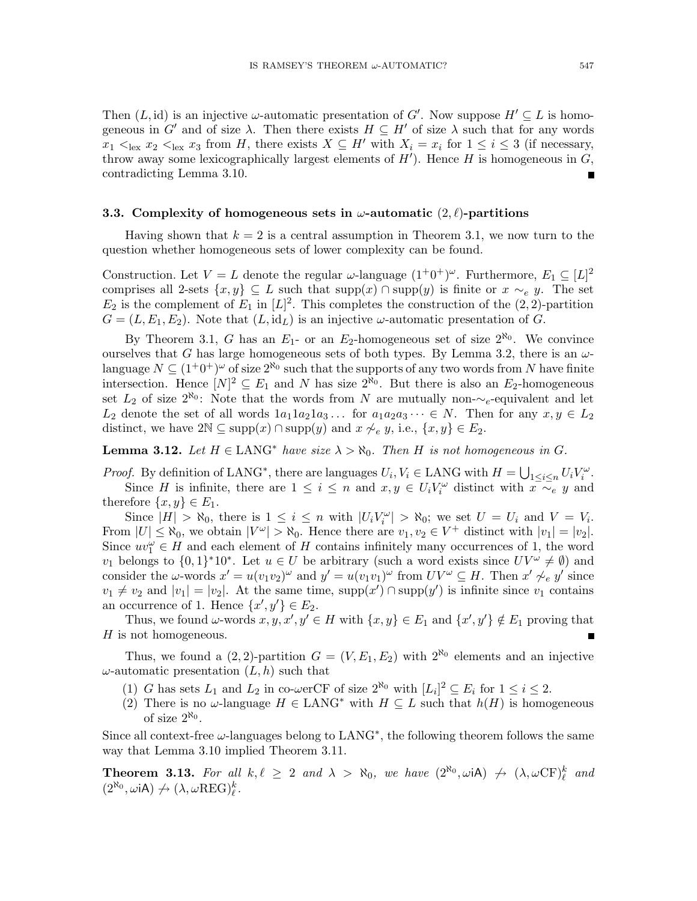Then $(L, \text{id})$ is an injective $\omega$-automatic presentation of $G'$. Now suppose $H' \subseteq L$ is homogeneous in $G'$ and of size $\lambda$. Then there exists $H \subseteq H'$ of size $\lambda$ such that for any words $x_1 <_{\text{lex}} x_2 <_{\text{lex}} x_3$ from $H$, there exists $X \subseteq H'$ with $X_i = x_i$ for $1 \leq i \leq 3$ (if necessary, throw away some lexicographically largest elements of $H'$). Hence $H$ is homogeneous in $G$, contradicting Lemma 3.10. ∎

### 3.3. Complexity of homogeneous sets in $\omega$-automatic $(2, \ell)$-partitions

Having shown that $k = 2$ is a central assumption in Theorem 3.1, we now turn to the question whether homogeneous sets of lower complexity can be found.

Construction. Let $V = L$ denote the regular $\omega$-language $(1^+0^+)^\omega$. Furthermore, $E_1 \subseteq [L]^2$ comprises all 2-sets $\{x, y\} \subseteq L$ such that $\text{supp}(x) \cap \text{supp}(y)$ is finite or $x \sim_e y$. The set $E_2$ is the complement of $E_1$ in $[L]^2$. This completes the construction of the $(2, 2)$-partition $G = (L, E_1, E_2)$. Note that $(L, \text{id}_L)$ is an injective $\omega$-automatic presentation of $G$.

By Theorem 3.1, $G$ has an $E_1$- or an $E_2$-homogeneous set of size $2^{\aleph_0}$. We convince ourselves that $G$ has large homogeneous sets of both types. By Lemma 3.2, there is an $\omega$-language $N \subseteq (1^+0^+)^\omega$ of size $2^{\aleph_0}$ such that the supports of any two words from $N$ have finite intersection. Hence $[N]^2 \subseteq E_1$ and $N$ has size $2^{\aleph_0}$. But there is also an $E_2$-homogeneous set $L_2$ of size $2^{\aleph_0}$: Note that the words from $N$ are mutually non-$\sim_e$-equivalent and let $L_2$ denote the set of all words $1a_11a_21a_3\ldots$ for $a_1a_2a_3\cdots \in N$. Then for any $x, y \in L_2$ distinct, we have $2\mathbb{N} \subseteq \text{supp}(x) \cap \text{supp}(y)$ and $x \not\sim_e y$, i.e., $\{x, y\} \in E_2$.

**Lemma 3.12.** *Let $H \in \text{LANG}^*$ have size $\lambda > \aleph_0$. Then $H$ is not homogeneous in $G$.*

*Proof.* By definition of $\text{LANG}^*$, there are languages $U_i, V_i \in \text{LANG}$ with $H = \bigcup_{1 \leq i \leq n} U_i V_i^\omega$.

Since $H$ is infinite, there are $1 \leq i \leq n$ and $x, y \in U_i V_i^\omega$ distinct with $x \sim_e y$ and therefore $\{x, y\} \in E_1$.

Since $|H| > \aleph_0$, there is $1 \leq i \leq n$ with $|U_i V_i^\omega| > \aleph_0$; we set $U = U_i$ and $V = V_i$. From $|U| \leq \aleph_0$, we obtain $|V^\omega| > \aleph_0$. Hence there are $v_1, v_2 \in V^+$ distinct with $|v_1| = |v_2|$. Since $uv_1^\omega \in H$ and each element of $H$ contains infinitely many occurrences of 1, the word $v_1$ belongs to $\{0, 1\}^*10^*$. Let $u \in U$ be arbitrary (such a word exists since $UV^\omega \neq \emptyset$) and consider the $\omega$-words $x' = u(v_1v_2)^\omega$ and $y' = u(v_1v_1)^\omega$ from $UV^\omega \subseteq H$. Then $x' \not\sim_e y'$ since $v_1 \neq v_2$ and $|v_1| = |v_2|$. At the same time, $\text{supp}(x') \cap \text{supp}(y')$ is infinite since $v_1$ contains an occurrence of 1. Hence $\{x', y'\} \in E_2$.

Thus, we found $\omega$-words $x, y, x', y' \in H$ with $\{x, y\} \in E_1$ and $\{x', y'\} \notin E_1$ proving that $H$ is not homogeneous. ∎

Thus, we found a $(2, 2)$-partition $G = (V, E_1, E_2)$ with $2^{\aleph_0}$ elements and an injective $\omega$-automatic presentation $(L, h)$ such that

1. $G$ has sets $L_1$ and $L_2$ in co-$\omega$erCF of size $2^{\aleph_0}$ with $[L_i]^2 \subseteq E_i$ for $1 \leq i \leq 2$.
2. There is no $\omega$-language $H \in \text{LANG}^*$ with $H \subseteq L$ such that $h(H)$ is homogeneous of size $2^{\aleph_0}$.

Since all context-free $\omega$-languages belong to $\text{LANG}^*$, the following theorem follows the same way that Lemma 3.10 implied Theorem 3.11.

**Theorem 3.13.** *For all $k, \ell \geq 2$ and $\lambda > \aleph_0$, we have $(2^{\aleph_0}, \omega\mathsf{iA}) \not\to (\lambda, \omega\text{CF})^k_\ell$ and $(2^{\aleph_0}, \omega\mathsf{iA}) \not\to (\lambda, \omega\text{REG})^k_\ell$.*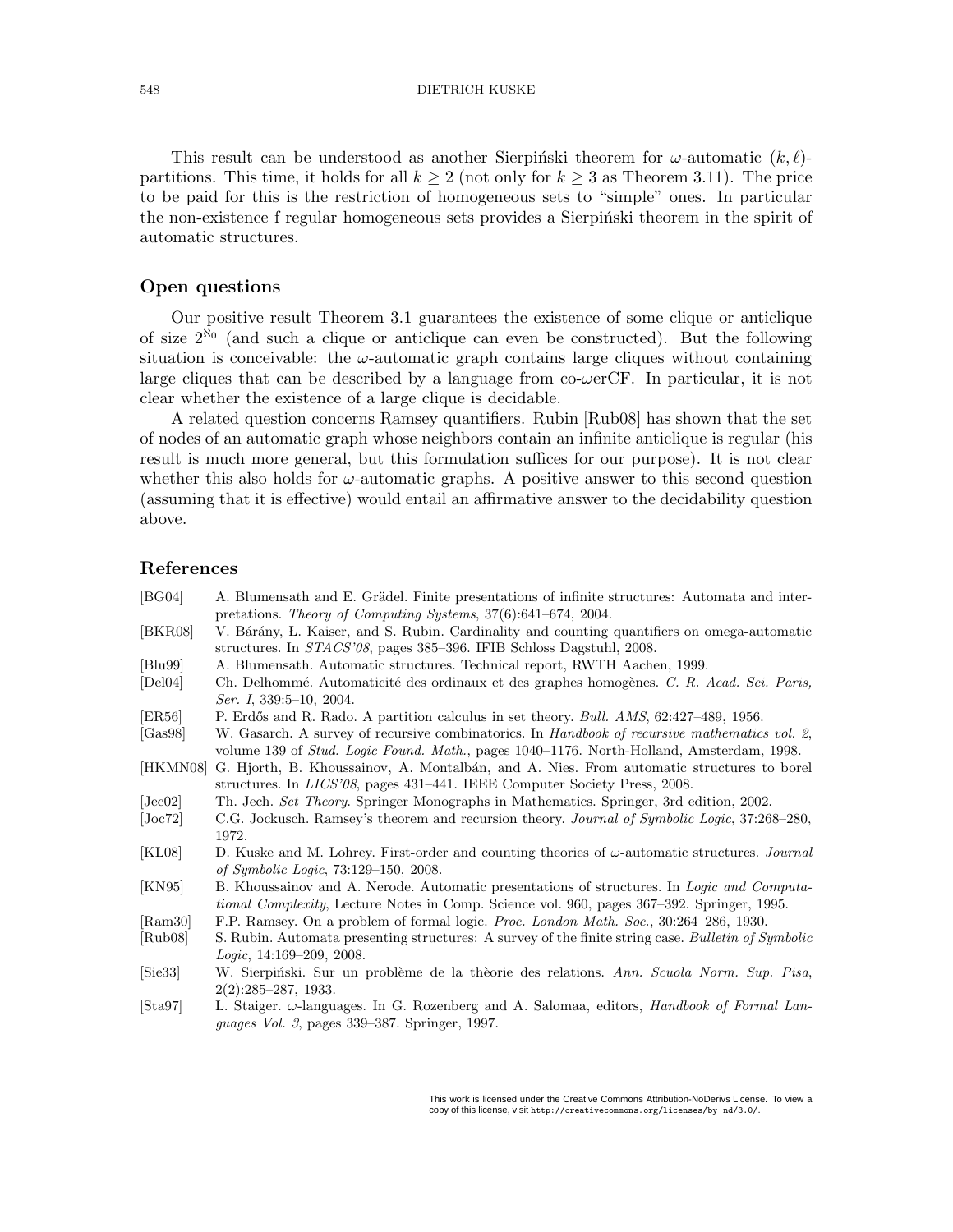This result can be understood as another Sierpiński theorem for $\omega$-automatic $(k, \ell)$-partitions. This time, it holds for all $k \geq 2$ (not only for $k \geq 3$ as Theorem 3.11). The price to be paid for this is the restriction of homogeneous sets to "simple" ones. In particular the non-existence f regular homogeneous sets provides a Sierpiński theorem in the spirit of automatic structures.

## Open questions

Our positive result Theorem 3.1 guarantees the existence of some clique or anticlique of size $2^{\aleph_0}$ (and such a clique or anticlique can even be constructed). But the following situation is conceivable: the $\omega$-automatic graph contains large cliques without containing large cliques that can be described by a language from co-$\omega$erCF. In particular, it is not clear whether the existence of a large clique is decidable.

A related question concerns Ramsey quantifiers. Rubin [Rub08] has shown that the set of nodes of an automatic graph whose neighbors contain an infinite anticlique is regular (his result is much more general, but this formulation suffices for our purpose). It is not clear whether this also holds for $\omega$-automatic graphs. A positive answer to this second question (assuming that it is effective) would entail an affirmative answer to the decidability question above.

## References

[BG04] A. Blumensath and E. Grädel. Finite presentations of infinite structures: Automata and interpretations. *Theory of Computing Systems*, 37(6):641–674, 2004.

[BKR08] V. Bárány, Ł. Kaiser, and S. Rubin. Cardinality and counting quantifiers on omega-automatic structures. In *STACS'08*, pages 385–396. IFIB Schloss Dagstuhl, 2008.

[Blu99] A. Blumensath. Automatic structures. Technical report, RWTH Aachen, 1999.

[Del04] Ch. Delhommé. Automaticité des ordinaux et des graphes homogènes. *C. R. Acad. Sci. Paris, Ser. I*, 339:5–10, 2004.

[ER56] P. Erdős and R. Rado. A partition calculus in set theory. *Bull. AMS*, 62:427–489, 1956.

[Gas98] W. Gasarch. A survey of recursive combinatorics. In *Handbook of recursive mathematics vol. 2*, volume 139 of *Stud. Logic Found. Math.*, pages 1040–1176. North-Holland, Amsterdam, 1998.

[HKMN08] G. Hjorth, B. Khoussainov, A. Montalbán, and A. Nies. From automatic structures to borel structures. In *LICS'08*, pages 431–441. IEEE Computer Society Press, 2008.

[Jec02] Th. Jech. *Set Theory*. Springer Monographs in Mathematics. Springer, 3rd edition, 2002.

[Joc72] C.G. Jockusch. Ramsey's theorem and recursion theory. *Journal of Symbolic Logic*, 37:268–280, 1972.

[KL08] D. Kuske and M. Lohrey. First-order and counting theories of $\omega$-automatic structures. *Journal of Symbolic Logic*, 73:129–150, 2008.

[KN95] B. Khoussainov and A. Nerode. Automatic presentations of structures. In *Logic and Computational Complexity*, Lecture Notes in Comp. Science vol. 960, pages 367–392. Springer, 1995.

[Ram30] F.P. Ramsey. On a problem of formal logic. *Proc. London Math. Soc.*, 30:264–286, 1930.

[Rub08] S. Rubin. Automata presenting structures: A survey of the finite string case. *Bulletin of Symbolic Logic*, 14:169–209, 2008.

[Sie33] W. Sierpiński. Sur un problème de la thèorie des relations. *Ann. Scuola Norm. Sup. Pisa*, 2(2):285–287, 1933.

[Sta97] L. Staiger. $\omega$-languages. In G. Rozenberg and A. Salomaa, editors, *Handbook of Formal Languages Vol. 3*, pages 339–387. Springer, 1997.

This work is licensed under the Creative Commons Attribution-NoDerivs License. To view a copy of this license, visit http://creativecommons.org/licenses/by-nd/3.0/.